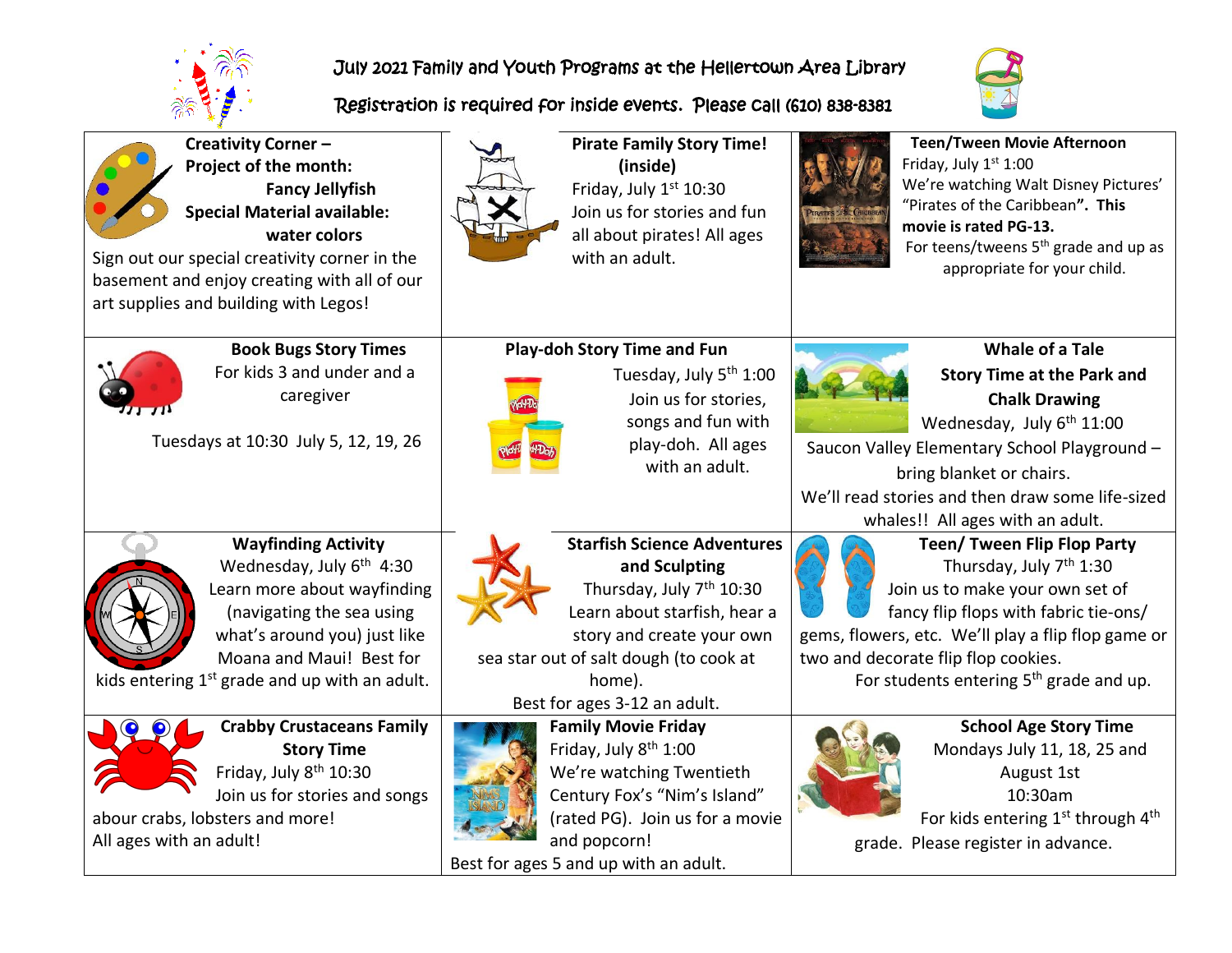# July 2021 Family and Youth Programs at the Hellertown Area Library

**Registration is required for inside events. Please call (610) 838-8381**

### Creativity Corner – Project of the month: Fancy Jellyfish

**Special Material available: water colors**

Sign out our special creativity corner in the basement and enjoy creating with all of our art supplies and building with Legos!

### Pirate Family Story Time! (inside)

Friday, July 1st 10:30

Join us for stories and fun all about pirates! All ages with an adult.

### Teen/Tween Movie Afternoon

Friday, July 1st 1:00

We're watching Walt Disney Pictures' "Pirates of the Caribbean". **This movie is rated PG-13.**

For teens/tweens 5th grade and up as appropriate for your child.

### Book Bugs Story Times

For kids 3 and under and a caregiver

Tuesdays at 10:30 July 5, 12, 19, 26

### Play-doh Story Time and Fun

Tuesday, July 5th 1:00

Join us for stories, songs and fun with play-doh. All ages with an adult.

### Whale of a Tale Story Time at the Park and Chalk Drawing

Wednesday, July 6th 11:00

Saucon Valley Elementary School Playground – bring blanket or chairs.

We'll read stories and then draw some life-sized whales!! All ages with an adult.

### Wayfinding Activity

Wednesday, July 6th 4:30

Learn more about wayfinding (navigating the sea using what's around you) just like Moana and Maui! Best for kids entering 1st grade and up with an adult.

### Starfish Science Adventures and Sculpting

Thursday, July 7th 10:30

Learn about starfish, hear a story and create your own sea star out of salt dough (to cook at home).

Best for ages 3-12 an adult.

### Teen/ Tween Flip Flop Party

Thursday, July 7th 1:30

Join us to make your own set of fancy flip flops with fabric tie-ons/ gems, flowers, etc. We'll play a flip flop game or two and decorate flip flop cookies.

For students entering 5th grade and up.

### Crabby Crustaceans Family Story Time

Friday, July 8th 10:30

Join us for stories and songs abour crabs, lobsters and more!

All ages with an adult!

### Family Movie Friday

Friday, July 8th 1:00

We're watching Twentieth Century Fox's "Nim's Island" (rated PG). Join us for a movie and popcorn!

Best for ages 5 and up with an adult.

### School Age Story Time

Mondays July 11, 18, 25 and August 1st

10:30am

For kids entering 1st through 4th grade. Please register in advance.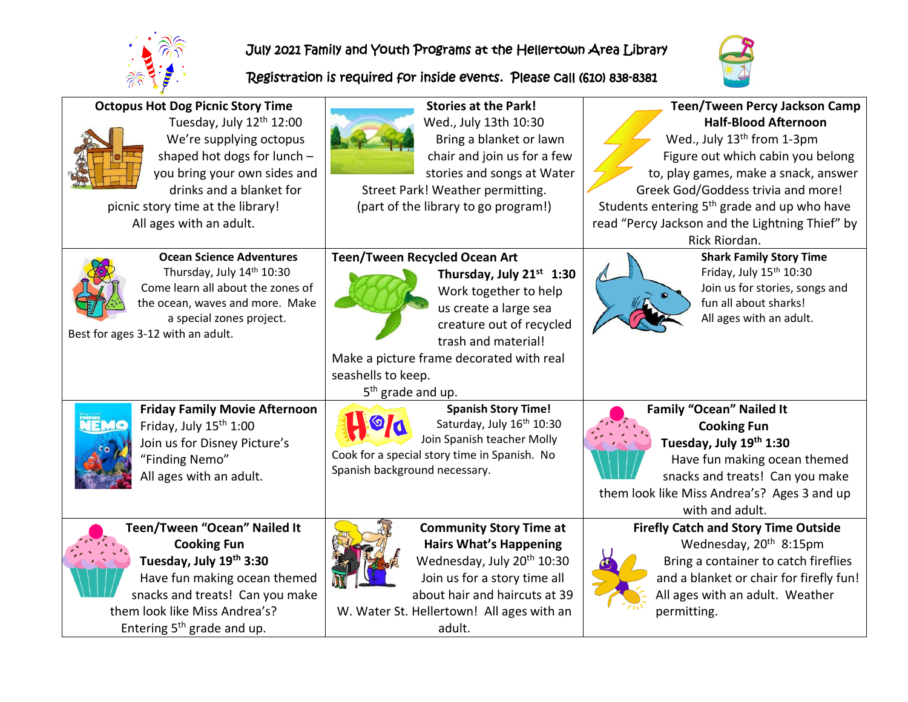# July 2021 Family and Youth Programs at the Hellertown Area Library

Registration is required for inside events. Please call (610) 838-8381

| | | |
|---|---|---|
| **Octopus Hot Dog Picnic Story Time**<br>Tuesday, July 12th 12:00<br>We're supplying octopus shaped hot dogs for lunch – you bring your own sides and drinks and a blanket for picnic story time at the library!<br>All ages with an adult. | **Stories at the Park!**<br>Wed., July 13th 10:30<br>Bring a blanket or lawn chair and join us for a few stories and songs at Water Street Park! Weather permitting.<br>(part of the library to go program!) | **Teen/Tween Percy Jackson Camp Half-Blood Afternoon**<br>Wed., July 13th from 1-3pm<br>Figure out which cabin you belong to, play games, make a snack, answer Greek God/Goddess trivia and more!<br>Students entering 5th grade and up who have read "Percy Jackson and the Lightning Thief" by Rick Riordan. |
| **Ocean Science Adventures**<br>Thursday, July 14th 10:30<br>Come learn all about the zones of the ocean, waves and more. Make a special zones project.<br>Best for ages 3-12 with an adult. | **Teen/Tween Recycled Ocean Art**<br>**Thursday, July 21st 1:30**<br>Work together to help us create a large sea creature out of recycled trash and material!<br>Make a picture frame decorated with real seashells to keep.<br>5th grade and up. | **Shark Family Story Time**<br>Friday, July 15th 10:30<br>Join us for stories, songs and fun all about sharks!<br>All ages with an adult. |
| **Friday Family Movie Afternoon**<br>Friday, July 15th 1:00<br>Join us for Disney Picture's "Finding Nemo"<br>All ages with an adult. | **Spanish Story Time!**<br>Saturday, July 16th 10:30<br>Join Spanish teacher Molly Cook for a special story time in Spanish. No Spanish background necessary. | **Family "Ocean" Nailed It Cooking Fun**<br>**Tuesday, July 19th 1:30**<br>Have fun making ocean themed snacks and treats! Can you make them look like Miss Andrea's? Ages 3 and up with and adult. |
| **Teen/Tween "Ocean" Nailed It Cooking Fun**<br>**Tuesday, July 19th 3:30**<br>Have fun making ocean themed snacks and treats! Can you make them look like Miss Andrea's?<br>Entering 5th grade and up. | **Community Story Time at Hairs What's Happening**<br>Wednesday, July 20th 10:30<br>Join us for a story time all about hair and haircuts at 39 W. Water St. Hellertown! All ages with an adult. | **Firefly Catch and Story Time Outside**<br>Wednesday, 20th 8:15pm<br>Bring a container to catch fireflies and a blanket or chair for firefly fun!<br>All ages with an adult. Weather permitting. |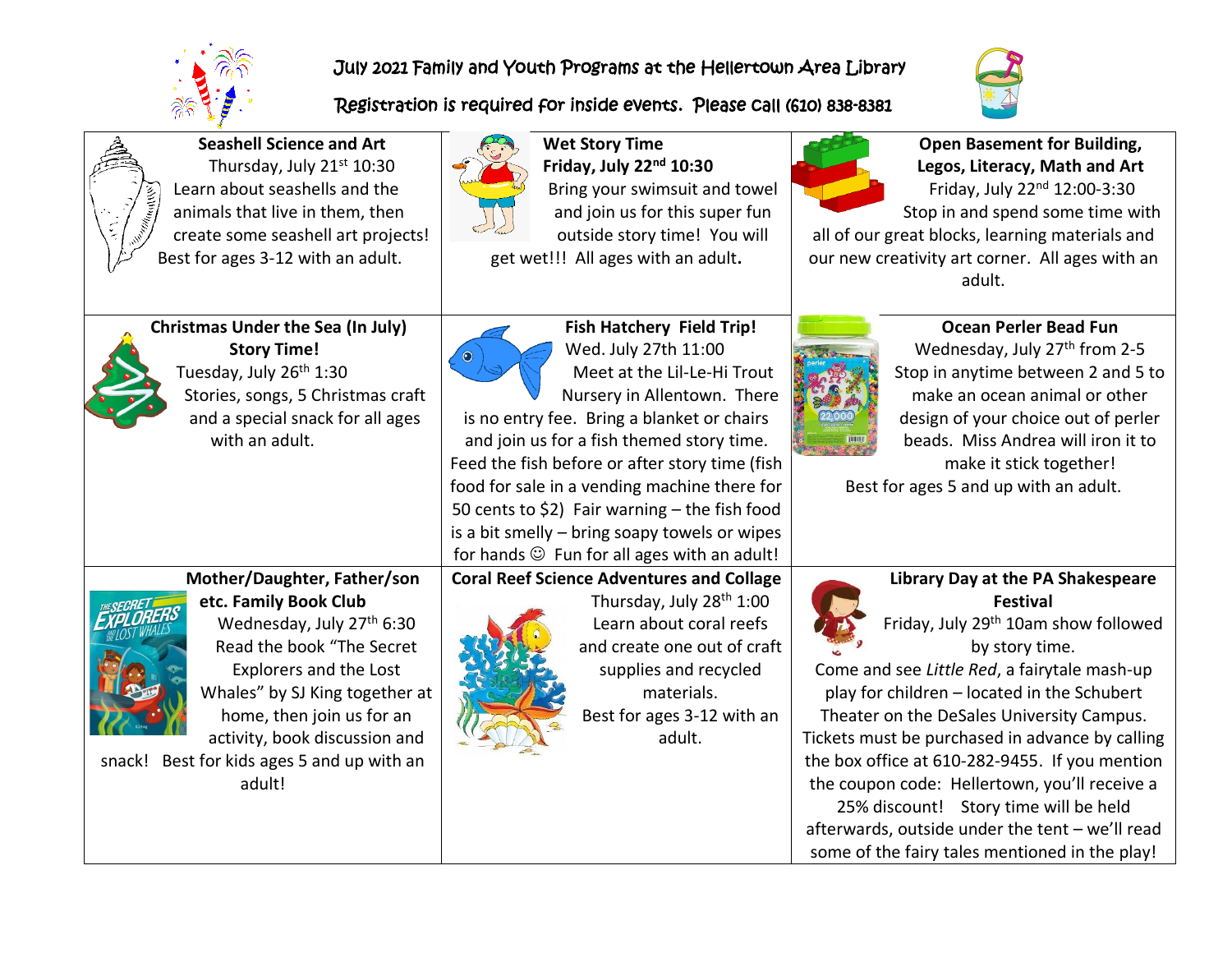# July 2021 Family and Youth Programs at the Hellertown Area Library

## Registration is required for inside events. Please call (610) 838-8381

| | | |
|---|---|---|
| **Seashell Science and Art**<br>Thursday, July 21st 10:30<br>Learn about seashells and the animals that live in them, then create some seashell art projects! Best for ages 3-12 with an adult. | **Wet Story Time**<br>**Friday, July 22nd 10:30**<br>Bring your swimsuit and towel and join us for this super fun outside story time! You will get wet!!! All ages with an adult. | **Open Basement for Building, Legos, Literacy, Math and Art**<br>Friday, July 22nd 12:00-3:30<br>Stop in and spend some time with all of our great blocks, learning materials and our new creativity art corner. All ages with an adult. |
| **Christmas Under the Sea (In July) Story Time!**<br>Tuesday, July 26th 1:30<br>Stories, songs, 5 Christmas craft and a special snack for all ages with an adult. | **Fish Hatchery Field Trip!**<br>Wed. July 27th 11:00<br>Meet at the Lil-Le-Hi Trout Nursery in Allentown. There is no entry fee. Bring a blanket or chairs and join us for a fish themed story time. Feed the fish before or after story time (fish food for sale in a vending machine there for 50 cents to $2) Fair warning – the fish food is a bit smelly – bring soapy towels or wipes for hands ☺ Fun for all ages with an adult! | **Ocean Perler Bead Fun**<br>Wednesday, July 27th from 2-5<br>Stop in anytime between 2 and 5 to make an ocean animal or other design of your choice out of perler beads. Miss Andrea will iron it to make it stick together! Best for ages 5 and up with an adult. |
| **Mother/Daughter, Father/son etc. Family Book Club**<br>Wednesday, July 27th 6:30<br>Read the book "The Secret Explorers and the Lost Whales" by SJ King together at home, then join us for an activity, book discussion and snack! Best for kids ages 5 and up with an adult! | **Coral Reef Science Adventures and Collage**<br>Thursday, July 28th 1:00<br>Learn about coral reefs and create one out of craft supplies and recycled materials.<br>Best for ages 3-12 with an adult. | **Library Day at the PA Shakespeare Festival**<br>Friday, July 29th 10am show followed by story time.<br>Come and see *Little Red*, a fairytale mash-up play for children – located in the Schubert Theater on the DeSales University Campus. Tickets must be purchased in advance by calling the box office at 610-282-9455. If you mention the coupon code: Hellertown, you'll receive a 25% discount! Story time will be held afterwards, outside under the tent – we'll read some of the fairy tales mentioned in the play! |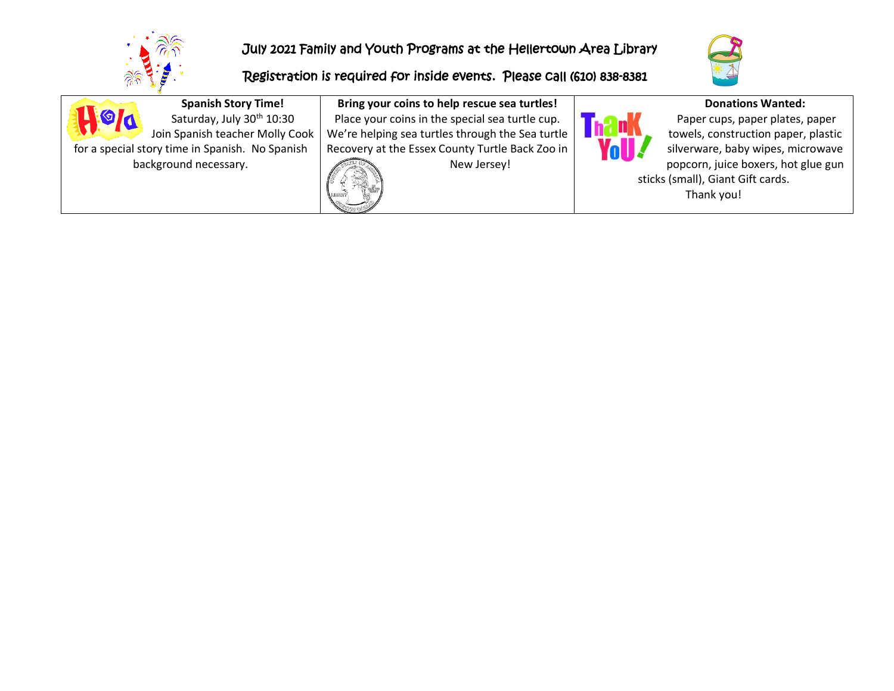# July 2021 Family and Youth Programs at the Hellertown Area Library

## Registration is required for inside events. Please call (610) 838-8381

| | | |
|---|---|---|
| **Spanish Story Time!** Saturday, July 30th 10:30 Join Spanish teacher Molly Cook for a special story time in Spanish. No Spanish background necessary. | **Bring your coins to help rescue sea turtles!** Place your coins in the special sea turtle cup. We're helping sea turtles through the Sea turtle Recovery at the Essex County Turtle Back Zoo in New Jersey! | **Donations Wanted:** Paper cups, paper plates, paper towels, construction paper, plastic silverware, baby wipes, microwave popcorn, juice boxers, hot glue gun sticks (small), Giant Gift cards. Thank you! |